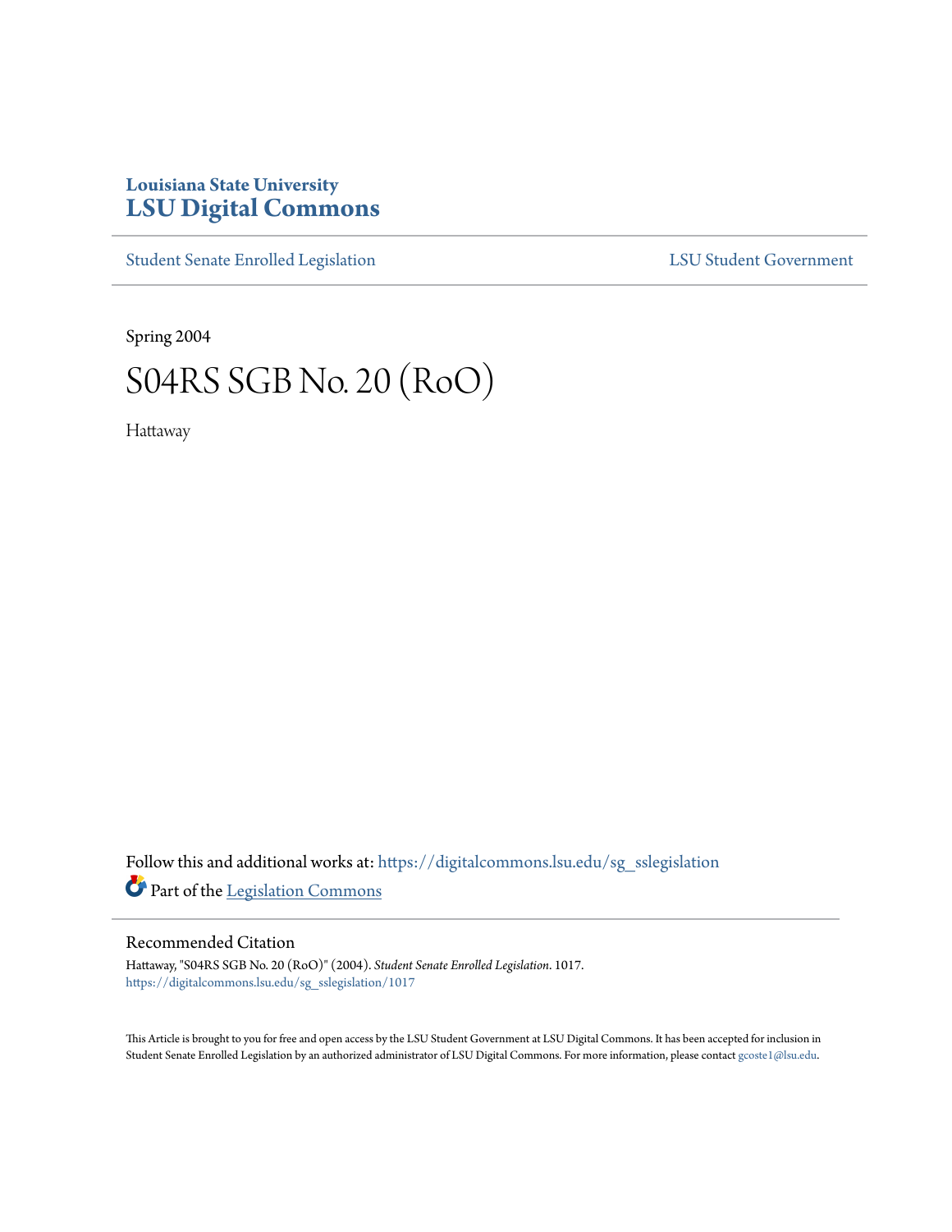Louisiana State University
**LSU Digital Commons**

Student Senate Enrolled Legislation | LSU Student Government

Spring 2004

# S04RS SGB No. 20 (RoO)

Hattaway

Follow this and additional works at: https://digitalcommons.lsu.edu/sg_sslegislation

Part of the Legislation Commons

## Recommended Citation

Hattaway, "S04RS SGB No. 20 (RoO)" (2004). *Student Senate Enrolled Legislation*. 1017.
https://digitalcommons.lsu.edu/sg_sslegislation/1017

This Article is brought to you for free and open access by the LSU Student Government at LSU Digital Commons. It has been accepted for inclusion in Student Senate Enrolled Legislation by an authorized administrator of LSU Digital Commons. For more information, please contact gcoste1@lsu.edu.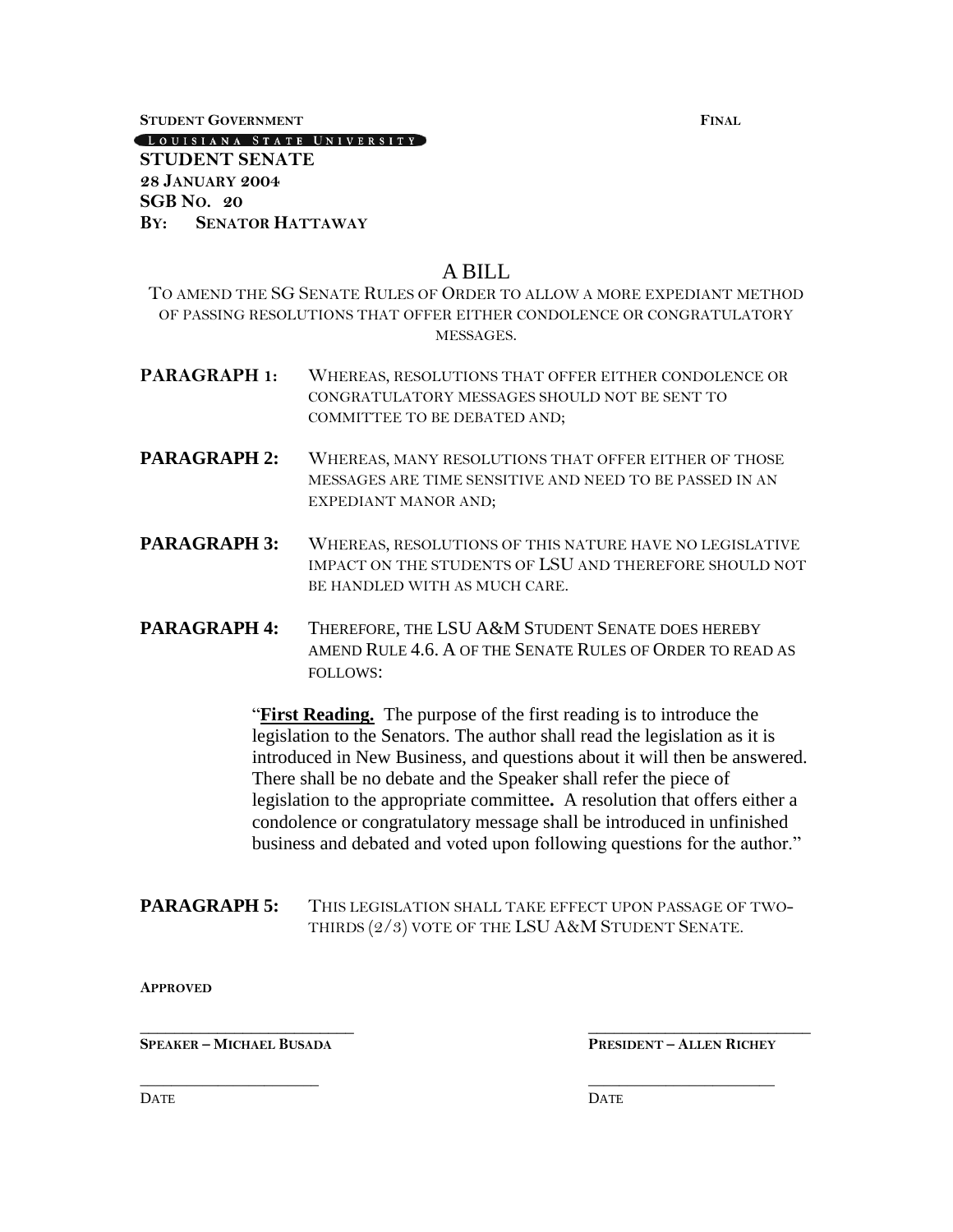**STUDENT GOVERNMENT** **FINAL**

LOUISIANA STATE UNIVERSITY

**STUDENT SENATE**
**28 JANUARY 2004**
**SGB NO. 20**
**BY: SENATOR HATTAWAY**

# A BILL

TO AMEND THE SG SENATE RULES OF ORDER TO ALLOW A MORE EXPEDIANT METHOD OF PASSING RESOLUTIONS THAT OFFER EITHER CONDOLENCE OR CONGRATULATORY MESSAGES.

**PARAGRAPH 1:** WHEREAS, RESOLUTIONS THAT OFFER EITHER CONDOLENCE OR CONGRATULATORY MESSAGES SHOULD NOT BE SENT TO COMMITTEE TO BE DEBATED AND;

**PARAGRAPH 2:** WHEREAS, MANY RESOLUTIONS THAT OFFER EITHER OF THOSE MESSAGES ARE TIME SENSITIVE AND NEED TO BE PASSED IN AN EXPEDIANT MANOR AND;

**PARAGRAPH 3:** WHEREAS, RESOLUTIONS OF THIS NATURE HAVE NO LEGISLATIVE IMPACT ON THE STUDENTS OF LSU AND THEREFORE SHOULD NOT BE HANDLED WITH AS MUCH CARE.

**PARAGRAPH 4:** THEREFORE, THE LSU A&M STUDENT SENATE DOES HEREBY AMEND RULE 4.6. A OF THE SENATE RULES OF ORDER TO READ AS FOLLOWS:

> "**First Reading.** The purpose of the first reading is to introduce the legislation to the Senators. The author shall read the legislation as it is introduced in New Business, and questions about it will then be answered. There shall be no debate and the Speaker shall refer the piece of legislation to the appropriate committee**.** A resolution that offers either a condolence or congratulatory message shall be introduced in unfinished business and debated and voted upon following questions for the author."

**PARAGRAPH 5:** THIS LEGISLATION SHALL TAKE EFFECT UPON PASSAGE OF TWO-THIRDS (2/3) VOTE OF THE LSU A&M STUDENT SENATE.

**APPROVED**

\_\_\_\_\_\_\_\_\_\_\_\_\_\_\_\_\_\_\_\_\_\_\_\_\_\_
**SPEAKER – MICHAEL BUSADA**

\_\_\_\_\_\_\_\_\_\_\_\_\_\_\_\_\_\_\_\_\_\_
DATE

\_\_\_\_\_\_\_\_\_\_\_\_\_\_\_\_\_\_\_\_\_\_\_\_\_\_\_
**PRESIDENT – ALLEN RICHEY**

\_\_\_\_\_\_\_\_\_\_\_\_\_\_\_\_\_\_\_\_\_\_\_
DATE